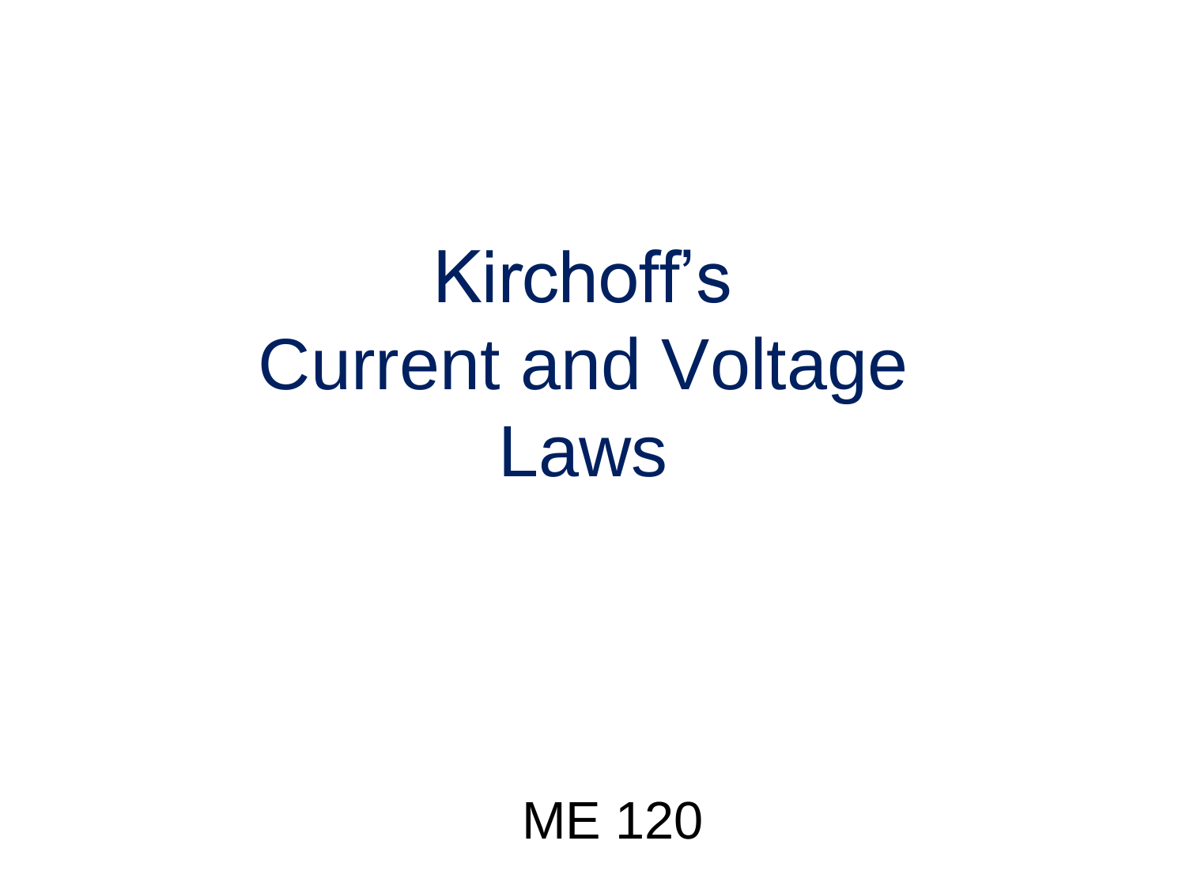# Kirchoff's Current and Voltage Laws

ME 120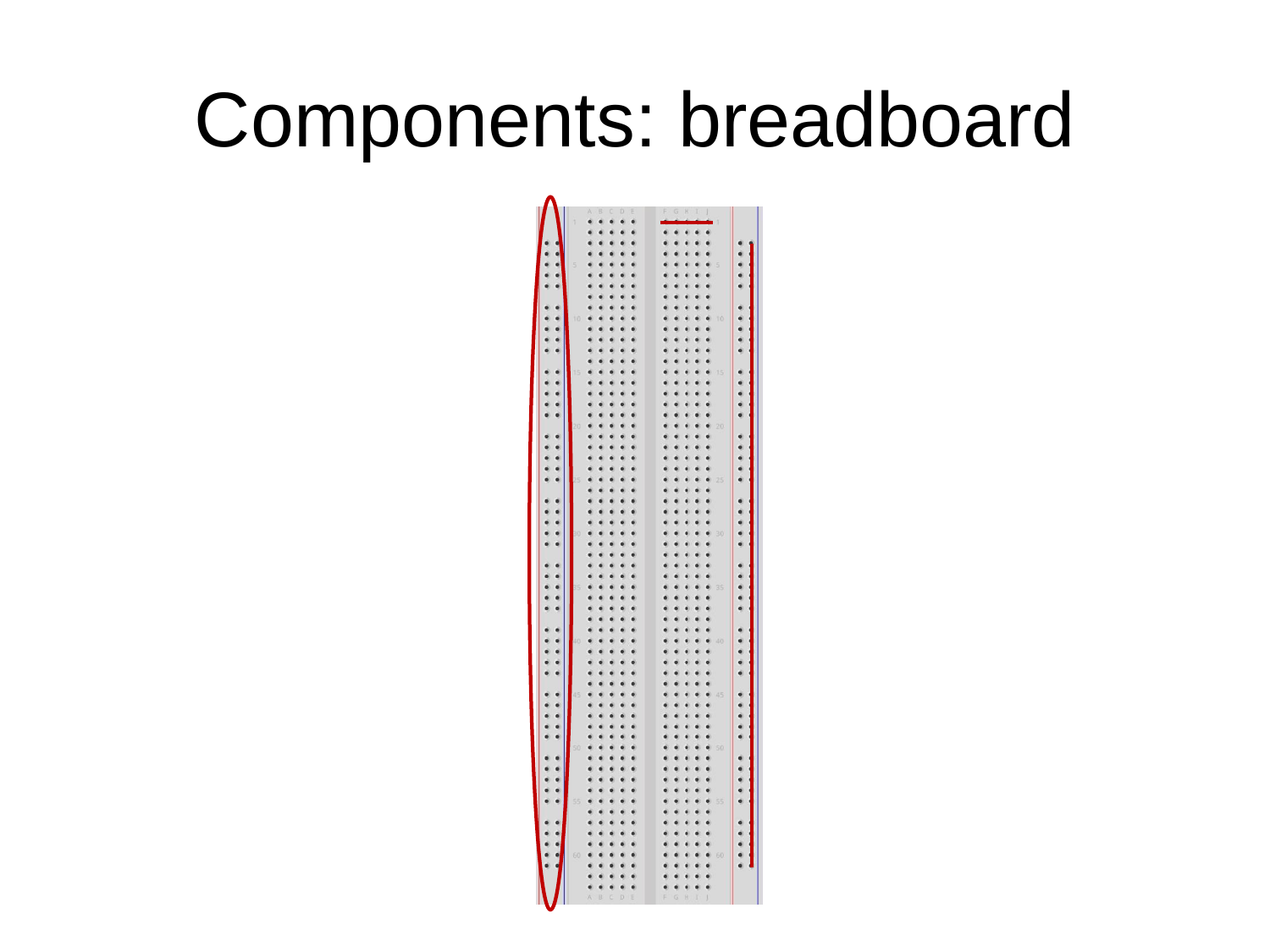# Components: breadboard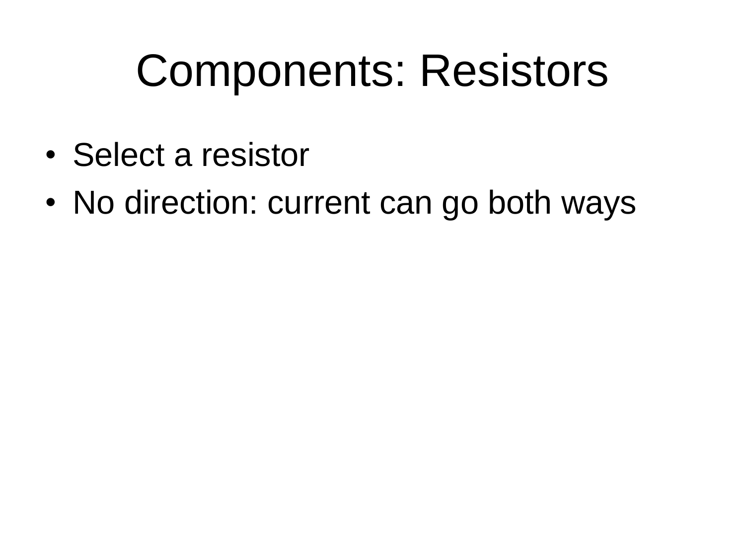# Components: Resistors

- Select a resistor
- No direction: current can go both ways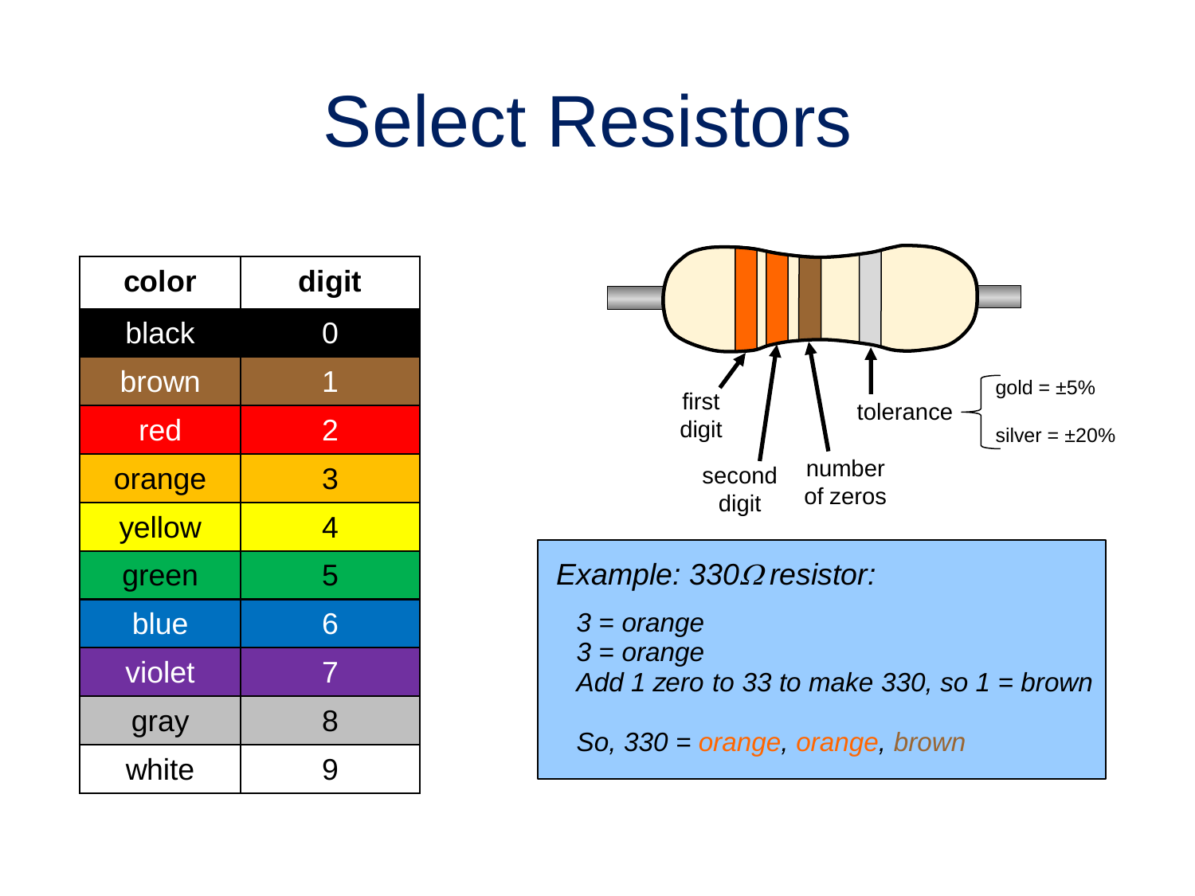# Select Resistors

| color | digit |
|---|---|
| black | 0 |
| brown | 1 |
| red | 2 |
| orange | 3 |
| yellow | 4 |
| green | 5 |
| blue | 6 |
| violet | 7 |
| gray | 8 |
| white | 9 |

first digit

second digit

number of zeros

tolerance

gold = ±5%

silver = ±20%

*Example: 330Ω resistor:*

*3 = orange*
*3 = orange*
*Add 1 zero to 33 to make 330, so 1 = brown*

*So, 330 = orange, orange, brown*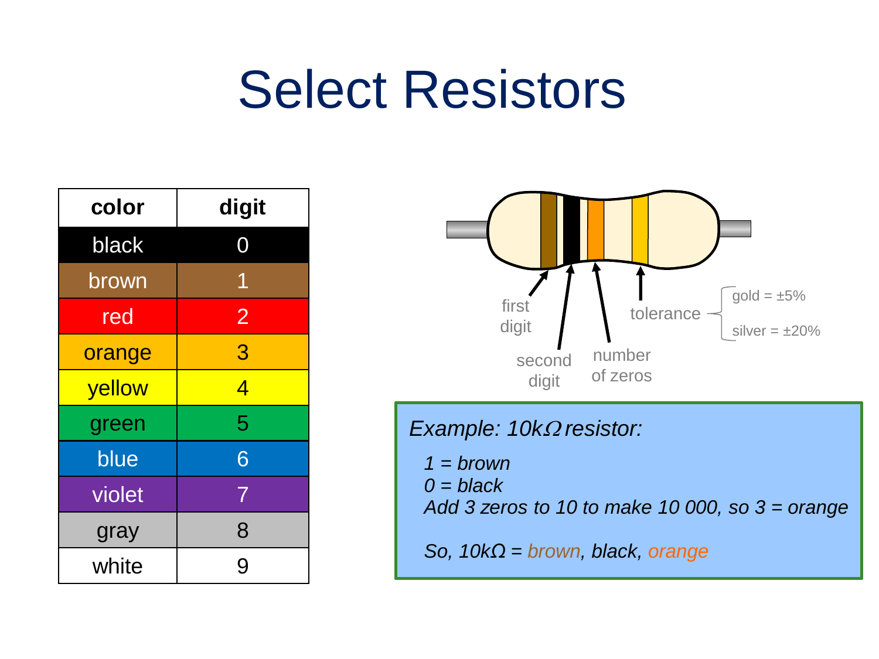# Select Resistors

| color | digit |
|---|---|
| black | 0 |
| brown | 1 |
| red | 2 |
| orange | 3 |
| yellow | 4 |
| green | 5 |
| blue | 6 |
| violet | 7 |
| gray | 8 |
| white | 9 |

first digit

second digit

number of zeros

tolerance

- gold = ±5%
- silver = ±20%

*Example: 10kΩ resistor:*

*1 = brown*
*0 = black*
*Add 3 zeros to 10 to make 10 000, so 3 = orange*

*So, 10kΩ = brown, black, orange*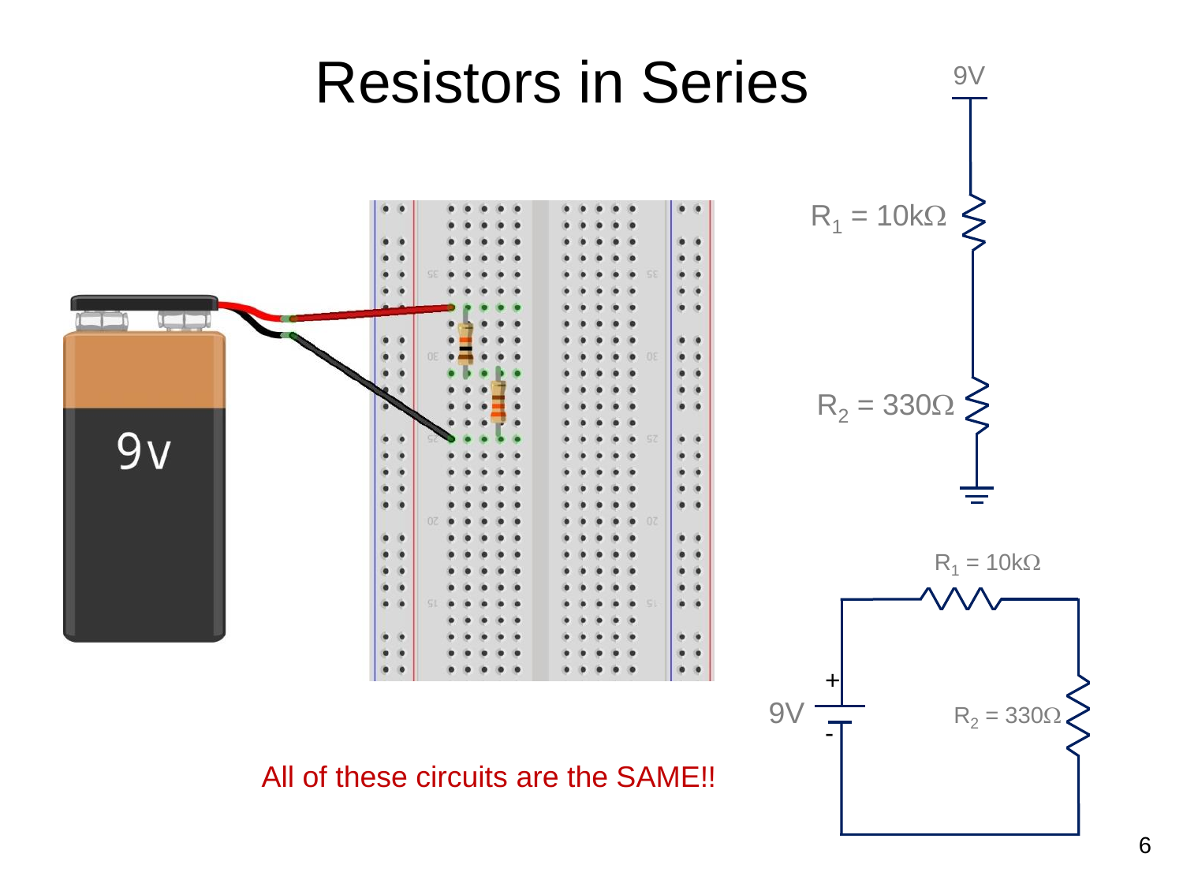# Resistors in Series

9V

$R_1 = 10k\Omega$

$R_2 = 330\Omega$

9V

$R_1 = 10k\Omega$

$R_2 = 330\Omega$

All of these circuits are the SAME!!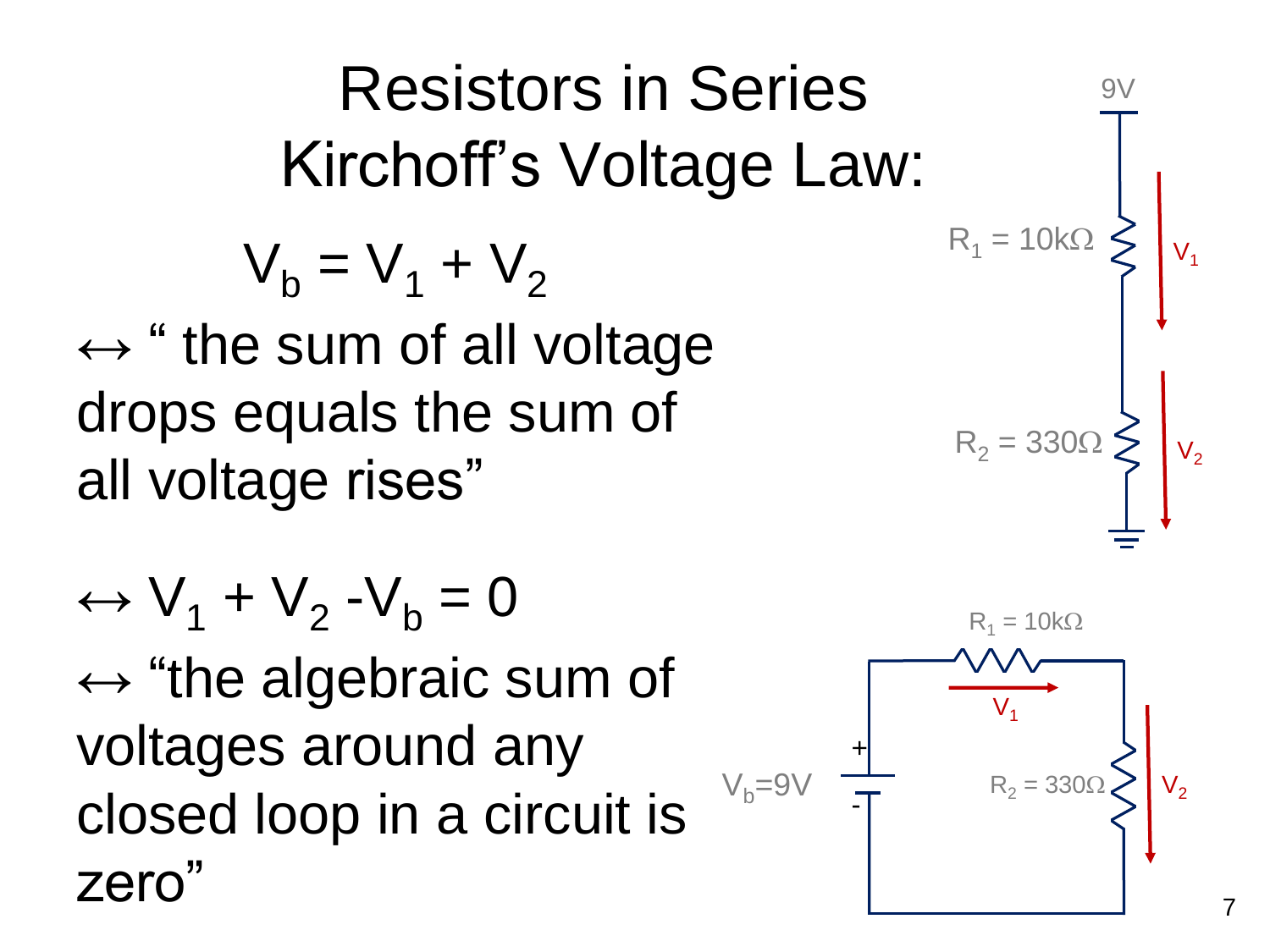# Resistors in Series
# Kirchoff's Voltage Law:

$$V_b = V_1 + V_2$$

↔ " the sum of all voltage drops equals the sum of all voltage rises"

↔ $V_1 + V_2 - V_b = 0$

↔ "the algebraic sum of voltages around any closed loop in a circuit is zero"

9V

$R_1 = 10k\Omega$ $V_1$

$R_2 = 330\Omega$ $V_2$

$R_1 = 10k\Omega$

$V_1$

$V_b$=9V + -

$R_2 = 330\Omega$ $V_2$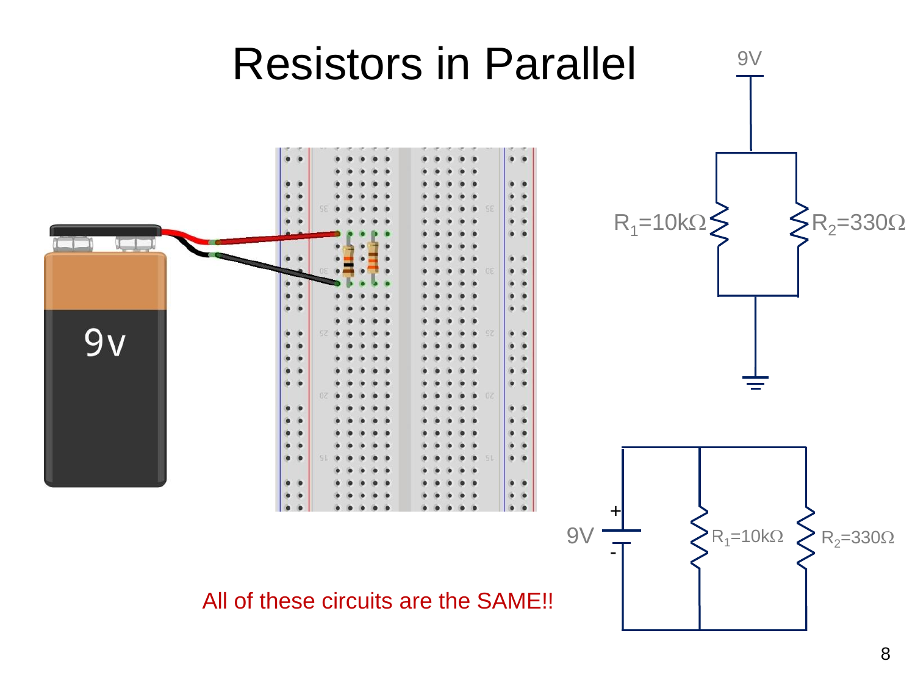# Resistors in Parallel

9V

$R_1$=10kΩ

$R_2$=330Ω

9V

+

-

$R_1$=10kΩ

$R_2$=330Ω

9v

All of these circuits are the SAME!!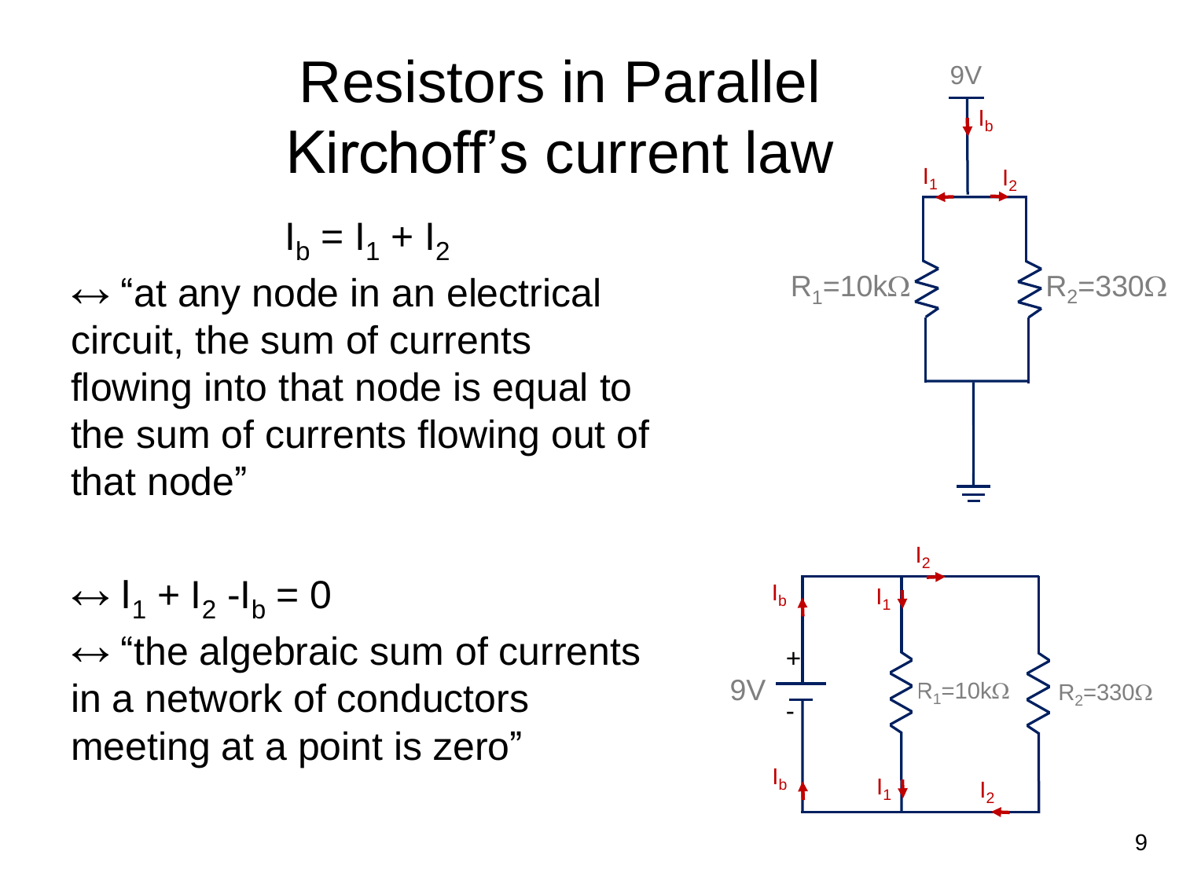# Resistors in Parallel
# Kirchoff's current law

$$I_b = I_1 + I_2$$

$\leftrightarrow$ "at any node in an electrical circuit, the sum of currents flowing into that node is equal to the sum of currents flowing out of that node"

$\leftrightarrow I_1 + I_2 - I_b = 0$

$\leftrightarrow$ "the algebraic sum of currents in a network of conductors meeting at a point is zero"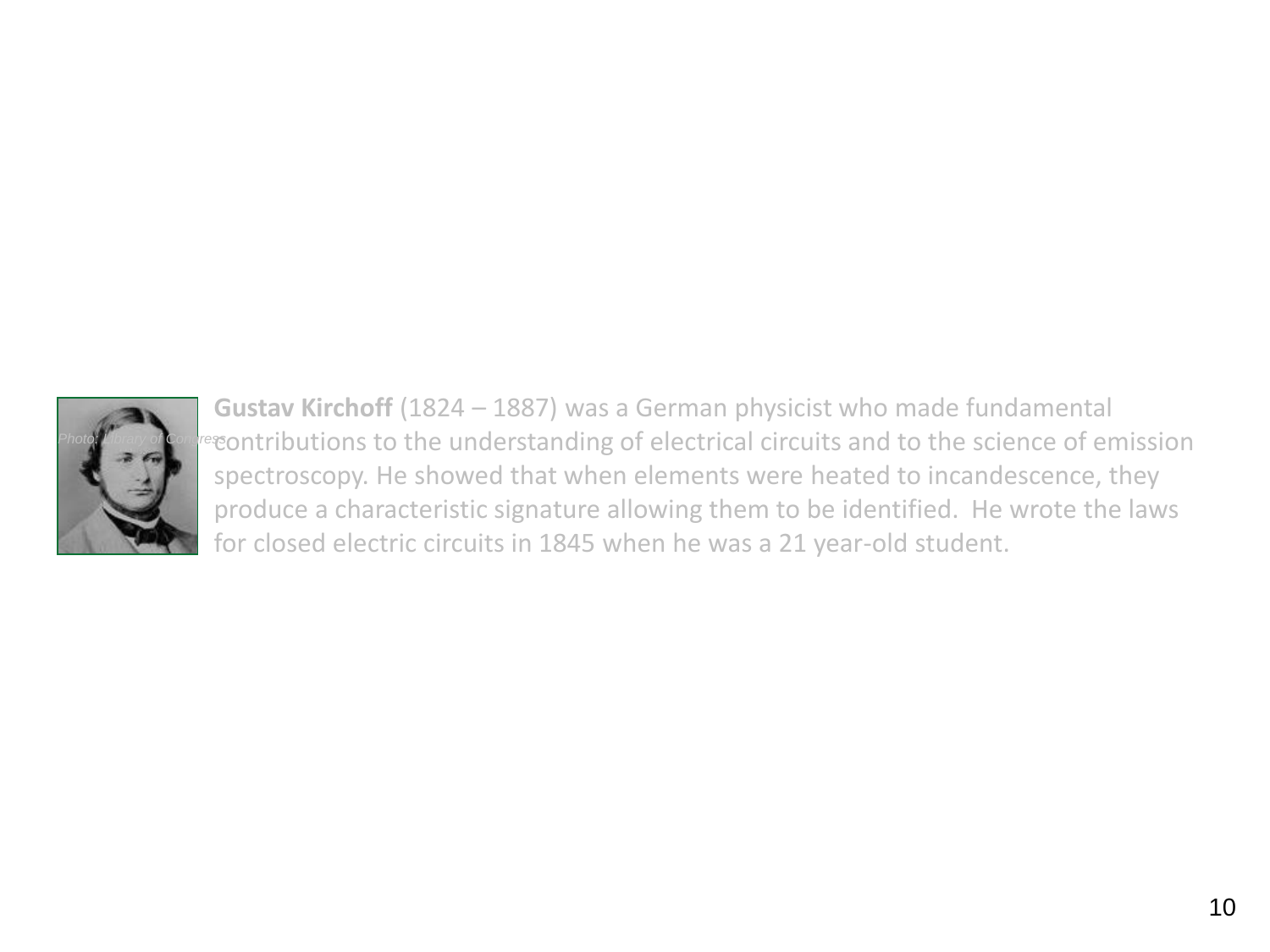*Photo: Library of Congress*

**Gustav Kirchoff** (1824 – 1887) was a German physicist who made fundamental contributions to the understanding of electrical circuits and to the science of emission spectroscopy. He showed that when elements were heated to incandescence, they produce a characteristic signature allowing them to be identified. He wrote the laws for closed electric circuits in 1845 when he was a 21 year-old student.